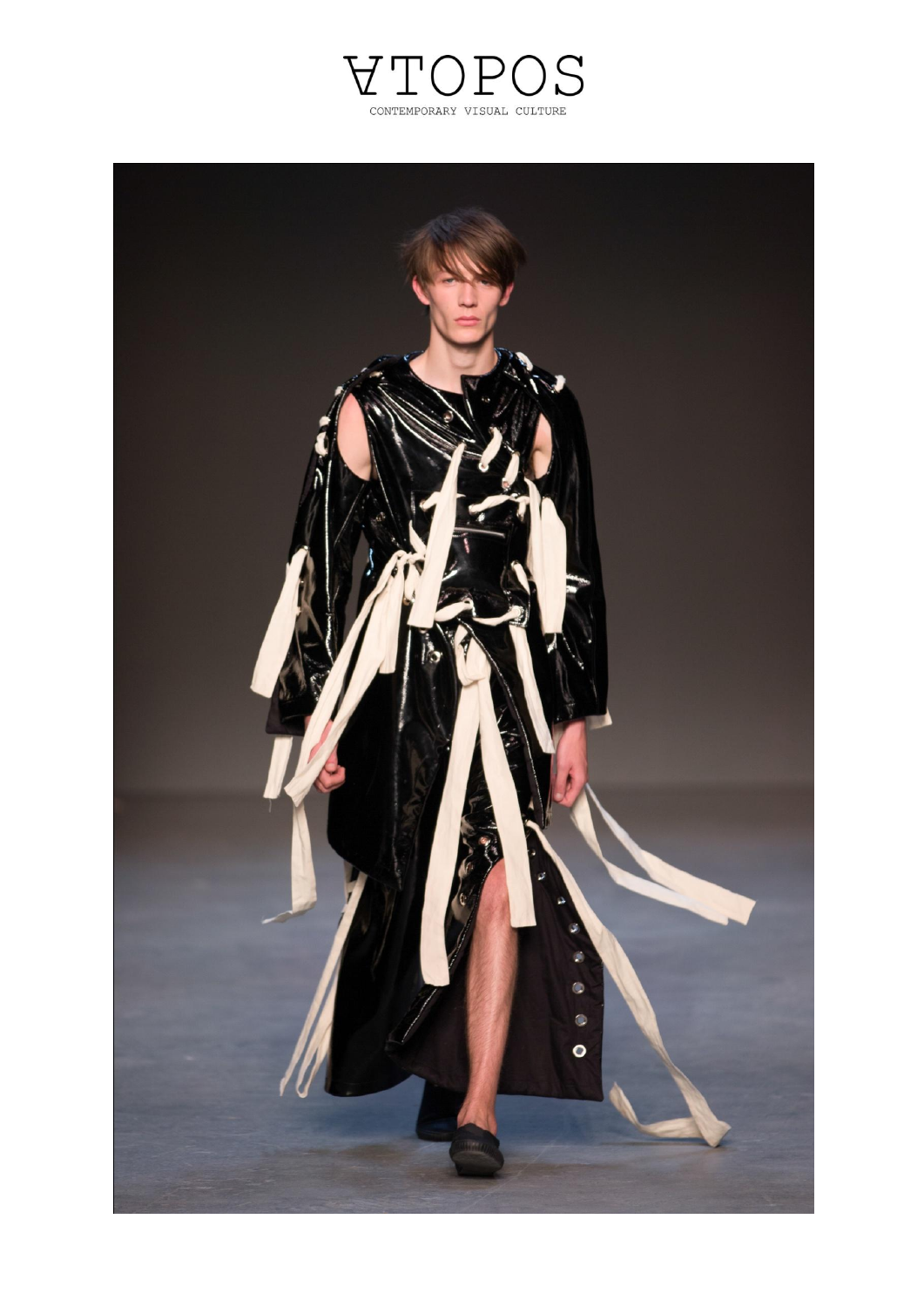# ATOPOS

CONTEMPORARY VISUAL CULTURE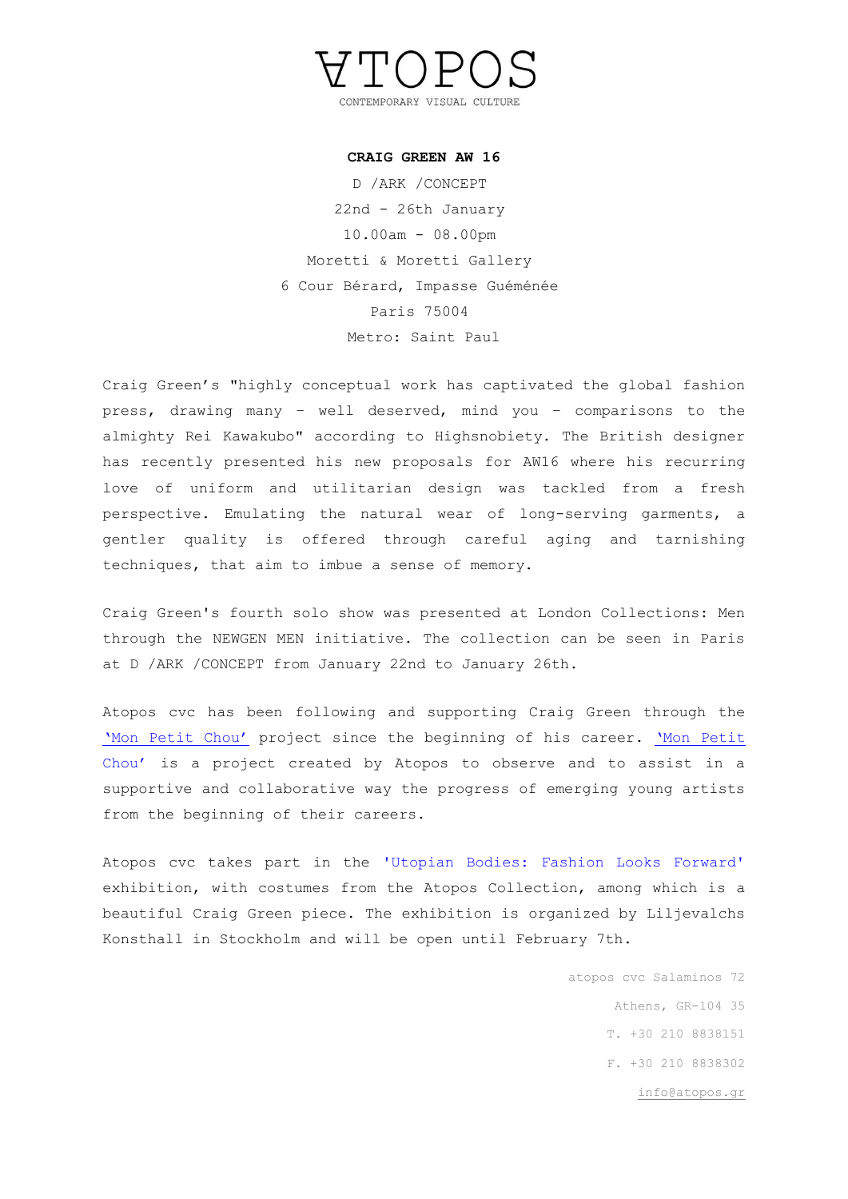ATOPOS

CONTEMPORARY VISUAL CULTURE

**CRAIG GREEN AW 16**

D /ARK /CONCEPT

22nd - 26th January

10.00am - 08.00pm

Moretti & Moretti Gallery

6 Cour Bérard, Impasse Guéménée

Paris 75004

Metro: Saint Paul

Craig Green’s "highly conceptual work has captivated the global fashion press, drawing many – well deserved, mind you – comparisons to the almighty Rei Kawakubo" according to Highsnobiety. The British designer has recently presented his new proposals for AW16 where his recurring love of uniform and utilitarian design was tackled from a fresh perspective. Emulating the natural wear of long-serving garments, a gentler quality is offered through careful aging and tarnishing techniques, that aim to imbue a sense of memory.

Craig Green's fourth solo show was presented at London Collections: Men through the NEWGEN MEN initiative. The collection can be seen in Paris at D /ARK /CONCEPT from January 22nd to January 26th.

Atopos cvc has been following and supporting Craig Green through the ‘Mon Petit Chou’ project since the beginning of his career. ‘Mon Petit Chou’ is a project created by Atopos to observe and to assist in a supportive and collaborative way the progress of emerging young artists from the beginning of their careers.

Atopos cvc takes part in the 'Utopian Bodies: Fashion Looks Forward' exhibition, with costumes from the Atopos Collection, among which is a beautiful Craig Green piece. The exhibition is organized by Liljevalchs Konsthall in Stockholm and will be open until February 7th.

atopos cvc Salaminos 72

Athens, GR-104 35

T. +30 210 8838151

F. +30 210 8838302

info@atopos.gr